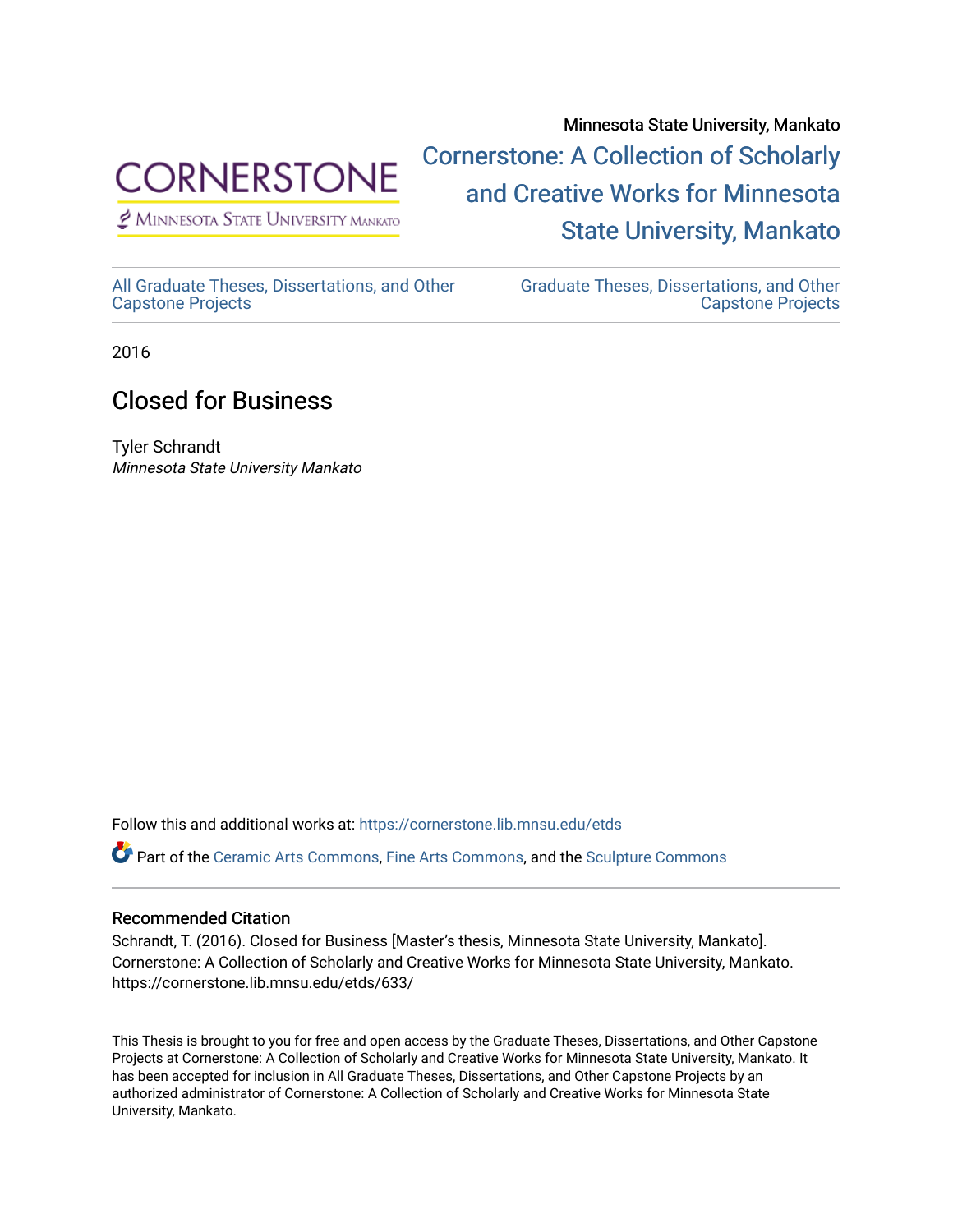Minnesota State University, Mankato

CORNERSTONE
MINNESOTA STATE UNIVERSITY MANKATO

Cornerstone: A Collection of Scholarly and Creative Works for Minnesota State University, Mankato

All Graduate Theses, Dissertations, and Other Capstone Projects

Graduate Theses, Dissertations, and Other Capstone Projects

2016

# Closed for Business

Tyler Schrandt
*Minnesota State University Mankato*

Follow this and additional works at: https://cornerstone.lib.mnsu.edu/etds

Part of the Ceramic Arts Commons, Fine Arts Commons, and the Sculpture Commons

### Recommended Citation

Schrandt, T. (2016). Closed for Business [Master's thesis, Minnesota State University, Mankato]. Cornerstone: A Collection of Scholarly and Creative Works for Minnesota State University, Mankato. https://cornerstone.lib.mnsu.edu/etds/633/

This Thesis is brought to you for free and open access by the Graduate Theses, Dissertations, and Other Capstone Projects at Cornerstone: A Collection of Scholarly and Creative Works for Minnesota State University, Mankato. It has been accepted for inclusion in All Graduate Theses, Dissertations, and Other Capstone Projects by an authorized administrator of Cornerstone: A Collection of Scholarly and Creative Works for Minnesota State University, Mankato.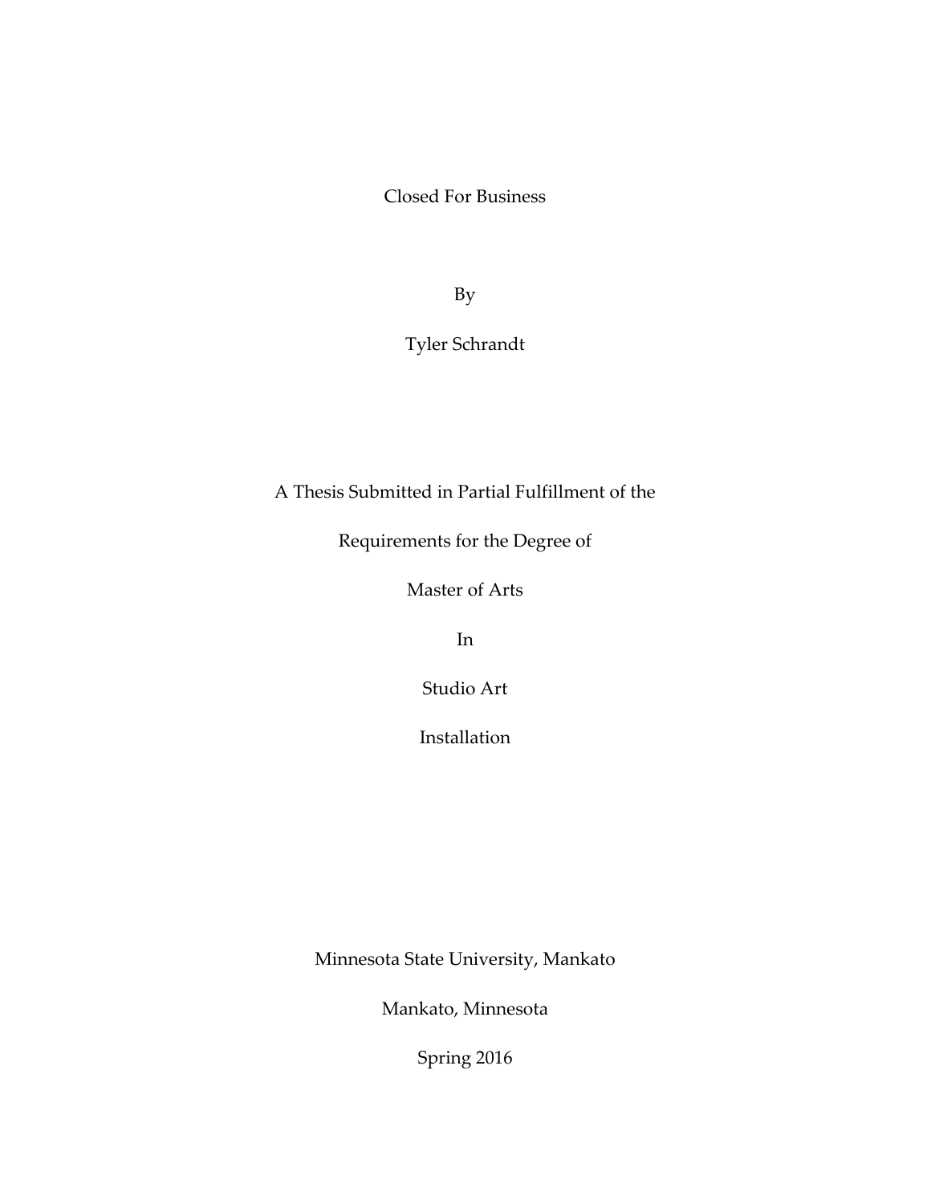# Closed For Business

By

Tyler Schrandt

A Thesis Submitted in Partial Fulfillment of the

Requirements for the Degree of

Master of Arts

In

Studio Art

Installation

Minnesota State University, Mankato

Mankato, Minnesota

Spring 2016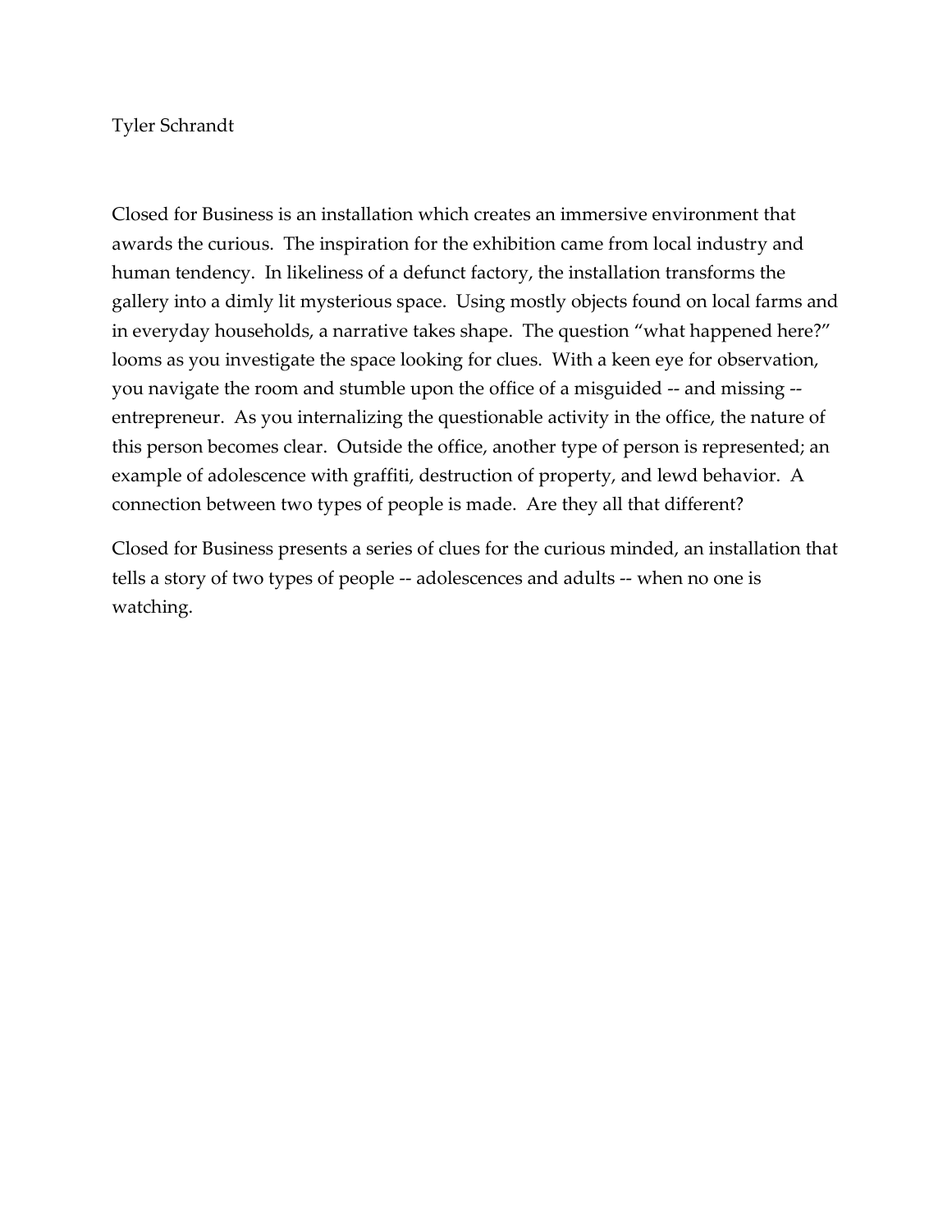Tyler Schrandt

Closed for Business is an installation which creates an immersive environment that awards the curious. The inspiration for the exhibition came from local industry and human tendency. In likeliness of a defunct factory, the installation transforms the gallery into a dimly lit mysterious space. Using mostly objects found on local farms and in everyday households, a narrative takes shape. The question "what happened here?" looms as you investigate the space looking for clues. With a keen eye for observation, you navigate the room and stumble upon the office of a misguided -- and missing -- entrepreneur. As you internalizing the questionable activity in the office, the nature of this person becomes clear. Outside the office, another type of person is represented; an example of adolescence with graffiti, destruction of property, and lewd behavior. A connection between two types of people is made. Are they all that different?

Closed for Business presents a series of clues for the curious minded, an installation that tells a story of two types of people -- adolescences and adults -- when no one is watching.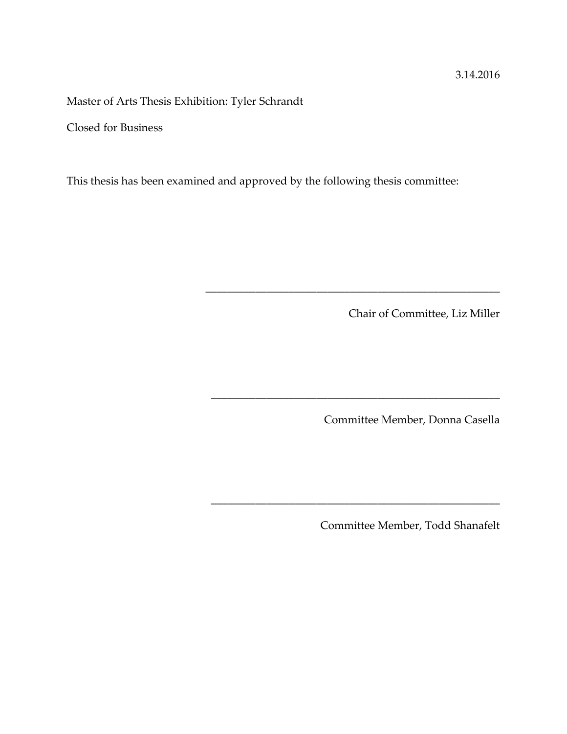3.14.2016

Master of Arts Thesis Exhibition: Tyler Schrandt

Closed for Business

This thesis has been examined and approved by the following thesis committee:

\_\_\_\_\_\_\_\_\_\_\_\_\_\_\_\_\_\_\_\_\_\_\_\_\_\_\_\_\_\_\_\_\_\_\_\_\_\_\_\_\_\_\_\_\_\_\_\_\_\_\_\_

Chair of Committee, Liz Miller

\_\_\_\_\_\_\_\_\_\_\_\_\_\_\_\_\_\_\_\_\_\_\_\_\_\_\_\_\_\_\_\_\_\_\_\_\_\_\_\_\_\_\_\_\_\_\_\_\_\_\_\_

Committee Member, Donna Casella

\_\_\_\_\_\_\_\_\_\_\_\_\_\_\_\_\_\_\_\_\_\_\_\_\_\_\_\_\_\_\_\_\_\_\_\_\_\_\_\_\_\_\_\_\_\_\_\_\_\_\_\_

Committee Member, Todd Shanafelt